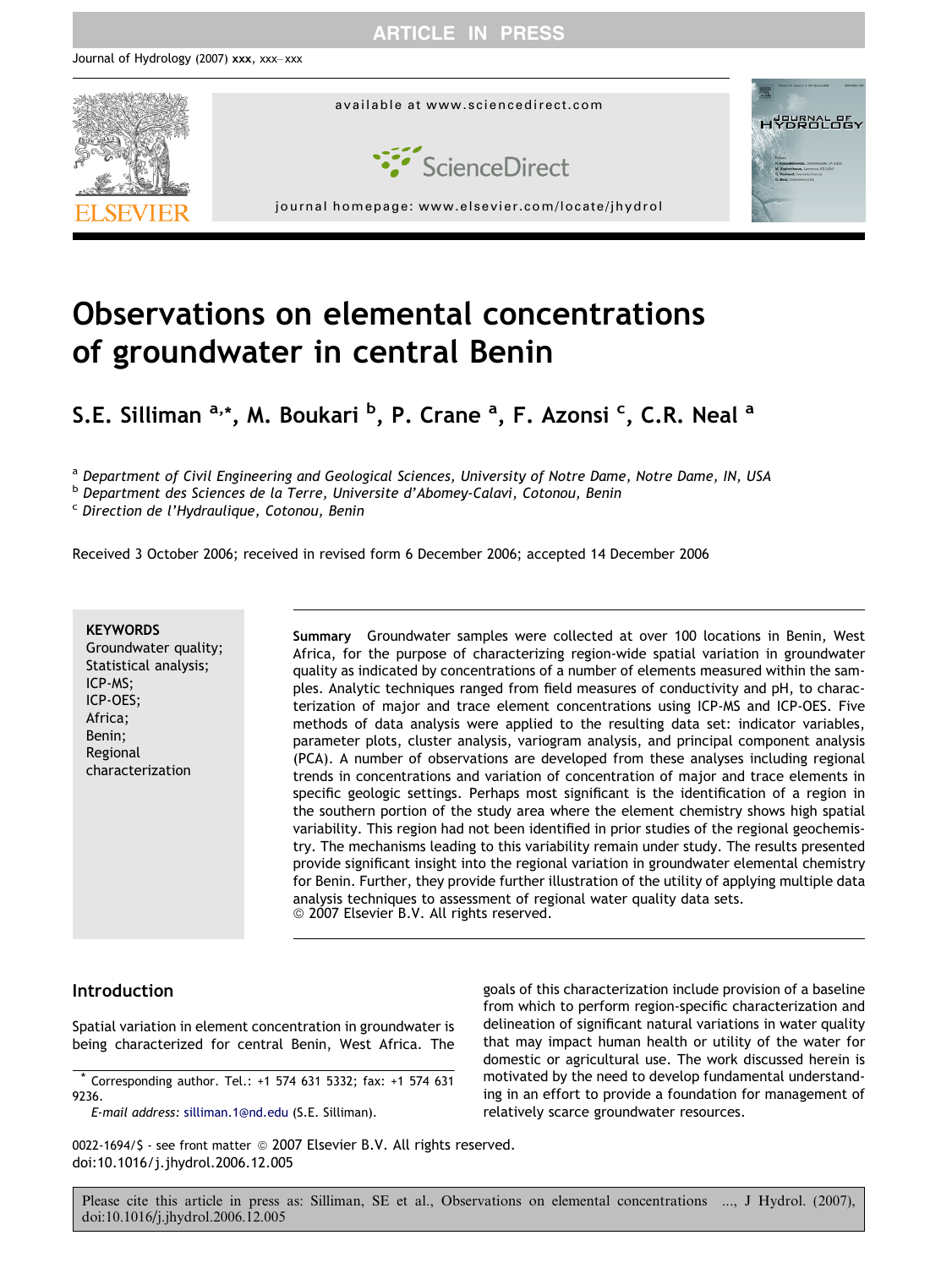# Observations on elemental concentrations of groundwater in central Benin

**S.E. Silliman [a,*], M. Boukari [b], P. Crane [a], F. Azonsi [c], C.R. Neal [a]**

[a] *Department of Civil Engineering and Geological Sciences, University of Notre Dame, Notre Dame, IN, USA*
[b] *Department des Sciences de la Terre, Universite d'Abomey-Calavi, Cotonou, Benin*
[c] *Direction de l'Hydraulique, Cotonou, Benin*

Received 3 October 2006; received in revised form 6 December 2006; accepted 14 December 2006

**KEYWORDS**
Groundwater quality;
Statistical analysis;
ICP-MS;
ICP-OES;
Africa;
Benin;
Regional characterization

**Summary** Groundwater samples were collected at over 100 locations in Benin, West Africa, for the purpose of characterizing region-wide spatial variation in groundwater quality as indicated by concentrations of a number of elements measured within the samples. Analytic techniques ranged from field measures of conductivity and pH, to characterization of major and trace element concentrations using ICP-MS and ICP-OES. Five methods of data analysis were applied to the resulting data set: indicator variables, parameter plots, cluster analysis, variogram analysis, and principal component analysis (PCA). A number of observations are developed from these analyses including regional trends in concentrations and variation of concentration of major and trace elements in specific geologic settings. Perhaps most significant is the identification of a region in the southern portion of the study area where the element chemistry shows high spatial variability. This region had not been identified in prior studies of the regional geochemistry. The mechanisms leading to this variability remain under study. The results presented provide significant insight into the regional variation in groundwater elemental chemistry for Benin. Further, they provide further illustration of the utility of applying multiple data analysis techniques to assessment of regional water quality data sets.
© 2007 Elsevier B.V. All rights reserved.

## Introduction

Spatial variation in element concentration in groundwater is being characterized for central Benin, West Africa. The goals of this characterization include provision of a baseline from which to perform region-specific characterization and delineation of significant natural variations in water quality that may impact human health or utility of the water for domestic or agricultural use. The work discussed herein is motivated by the need to develop fundamental understanding in an effort to provide a foundation for management of relatively scarce groundwater resources.

\* Corresponding author. Tel.: +1 574 631 5332; fax: +1 574 631 9236.
*E-mail address:* silliman.1@nd.edu (S.E. Silliman).

0022-1694/$ - see front matter © 2007 Elsevier B.V. All rights reserved.
doi:10.1016/j.jhydrol.2006.12.005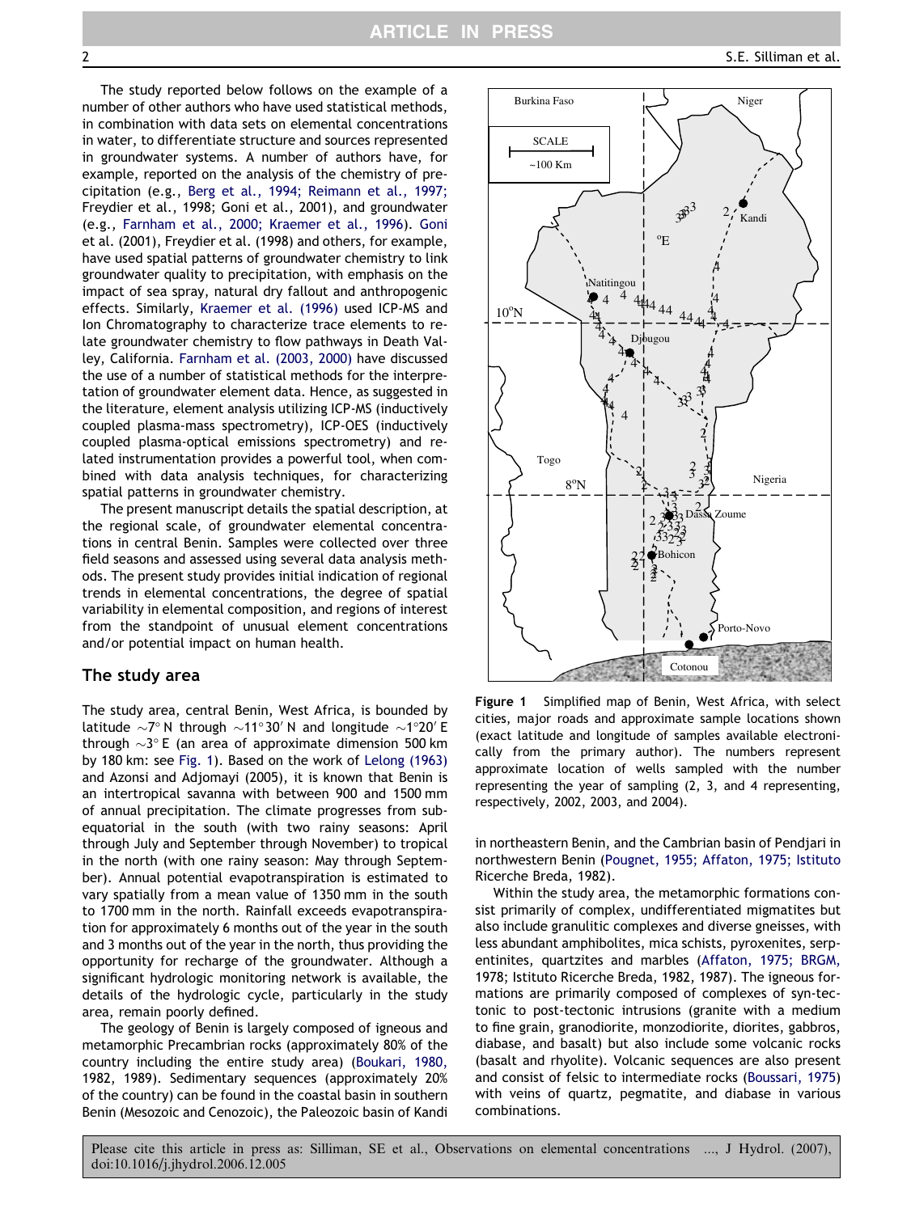The study reported below follows on the example of a number of other authors who have used statistical methods, in combination with data sets on elemental concentrations in water, to differentiate structure and sources represented in groundwater systems. A number of authors have, for example, reported on the analysis of the chemistry of precipitation (e.g., Berg et al., 1994; Reimann et al., 1997; Freydier et al., 1998; Goni et al., 2001), and groundwater (e.g., Farnham et al., 2000; Kraemer et al., 1996). Goni et al. (2001), Freydier et al. (1998) and others, for example, have used spatial patterns of groundwater chemistry to link groundwater quality to precipitation, with emphasis on the impact of sea spray, natural dry fallout and anthropogenic effects. Similarly, Kraemer et al. (1996) used ICP-MS and Ion Chromatography to characterize trace elements to relate groundwater chemistry to flow pathways in Death Valley, California. Farnham et al. (2003, 2000) have discussed the use of a number of statistical methods for the interpretation of groundwater element data. Hence, as suggested in the literature, element analysis utilizing ICP-MS (inductively coupled plasma-mass spectrometry), ICP-OES (inductively coupled plasma-optical emissions spectrometry) and related instrumentation provides a powerful tool, when combined with data analysis techniques, for characterizing spatial patterns in groundwater chemistry.

The present manuscript details the spatial description, at the regional scale, of groundwater elemental concentrations in central Benin. Samples were collected over three field seasons and assessed using several data analysis methods. The present study provides initial indication of regional trends in elemental concentrations, the degree of spatial variability in elemental composition, and regions of interest from the standpoint of unusual element concentrations and/or potential impact on human health.

## The study area

The study area, central Benin, West Africa, is bounded by latitude ~7° N through ~11°30′ N and longitude ~1°20′ E through ~3° E (an area of approximate dimension 500 km by 180 km: see Fig. 1). Based on the work of Lelong (1963) and Azonsi and Adjomayi (2005), it is known that Benin is an intertropical savanna with between 900 and 1500 mm of annual precipitation. The climate progresses from subequatorial in the south (with two rainy seasons: April through July and September through November) to tropical in the north (with one rainy season: May through September). Annual potential evapotranspiration is estimated to vary spatially from a mean value of 1350 mm in the south to 1700 mm in the north. Rainfall exceeds evapotranspiration for approximately 6 months out of the year in the south and 3 months out of the year in the north, thus providing the opportunity for recharge of the groundwater. Although a significant hydrologic monitoring network is available, the details of the hydrologic cycle, particularly in the study area, remain poorly defined.

The geology of Benin is largely composed of igneous and metamorphic Precambrian rocks (approximately 80% of the country including the entire study area) (Boukari, 1980, 1982, 1989). Sedimentary sequences (approximately 20% of the country) can be found in the coastal basin in southern Benin (Mesozoic and Cenozoic), the Paleozoic basin of Kandi in northeastern Benin, and the Cambrian basin of Pendjari in northwestern Benin (Pougnet, 1955; Affaton, 1975; Istituto Ricerche Breda, 1982).

**Figure 1** Simplified map of Benin, West Africa, with select cities, major roads and approximate sample locations shown (exact latitude and longitude of samples available electronically from the primary author). The numbers represent approximate location of wells sampled with the number representing the year of sampling (2, 3, and 4 representing, respectively, 2002, 2003, and 2004).

Within the study area, the metamorphic formations consist primarily of complex, undifferentiated migmatites but also include granulitic complexes and diverse gneisses, with less abundant amphibolites, mica schists, pyroxenites, serpentinites, quartzites and marbles (Affaton, 1975; BRGM, 1978; Istituto Ricerche Breda, 1982, 1987). The igneous formations are primarily composed of complexes of syn-tectonic to post-tectonic intrusions (granite with a medium to fine grain, granodiorite, monzodiorite, diorites, gabbros, diabase, and basalt) but also include some volcanic rocks (basalt and rhyolite). Volcanic sequences are also present and consist of felsic to intermediate rocks (Boussari, 1975) with veins of quartz, pegmatite, and diabase in various combinations.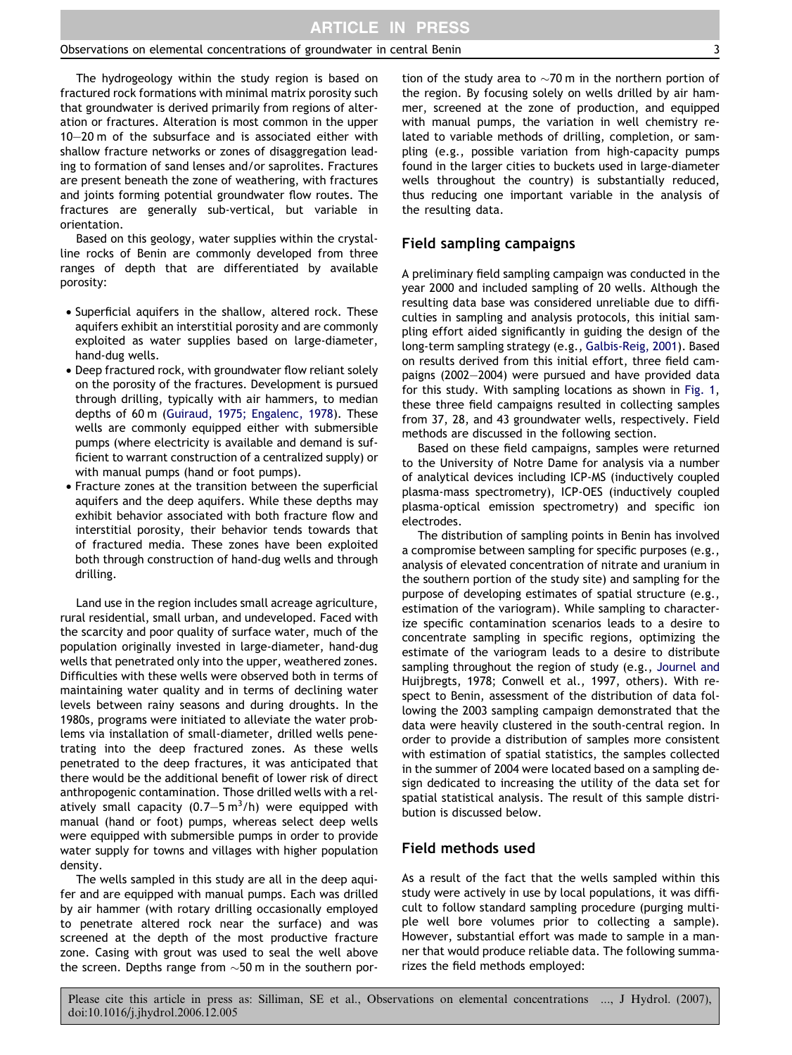The hydrogeology within the study region is based on fractured rock formations with minimal matrix porosity such that groundwater is derived primarily from regions of alteration or fractures. Alteration is most common in the upper 10–20 m of the subsurface and is associated either with shallow fracture networks or zones of disaggregation leading to formation of sand lenses and/or saprolites. Fractures are present beneath the zone of weathering, with fractures and joints forming potential groundwater flow routes. The fractures are generally sub-vertical, but variable in orientation.

Based on this geology, water supplies within the crystalline rocks of Benin are commonly developed from three ranges of depth that are differentiated by available porosity:

- Superficial aquifers in the shallow, altered rock. These aquifers exhibit an interstitial porosity and are commonly exploited as water supplies based on large-diameter, hand-dug wells.
- Deep fractured rock, with groundwater flow reliant solely on the porosity of the fractures. Development is pursued through drilling, typically with air hammers, to median depths of 60 m (Guiraud, 1975; Engalenc, 1978). These wells are commonly equipped either with submersible pumps (where electricity is available and demand is sufficient to warrant construction of a centralized supply) or with manual pumps (hand or foot pumps).
- Fracture zones at the transition between the superficial aquifers and the deep aquifers. While these depths may exhibit behavior associated with both fracture flow and interstitial porosity, their behavior tends towards that of fractured media. These zones have been exploited both through construction of hand-dug wells and through drilling.

Land use in the region includes small acreage agriculture, rural residential, small urban, and undeveloped. Faced with the scarcity and poor quality of surface water, much of the population originally invested in large-diameter, hand-dug wells that penetrated only into the upper, weathered zones. Difficulties with these wells were observed both in terms of maintaining water quality and in terms of declining water levels between rainy seasons and during droughts. In the 1980s, programs were initiated to alleviate the water problems via installation of small-diameter, drilled wells penetrating into the deep fractured zones. As these wells penetrated to the deep fractures, it was anticipated that there would be the additional benefit of lower risk of direct anthropogenic contamination. Those drilled wells with a relatively small capacity (0.7–5 $m^3$/h) were equipped with manual (hand or foot) pumps, whereas select deep wells were equipped with submersible pumps in order to provide water supply for towns and villages with higher population density.

The wells sampled in this study are all in the deep aquifer and are equipped with manual pumps. Each was drilled by air hammer (with rotary drilling occasionally employed to penetrate altered rock near the surface) and was screened at the depth of the most productive fracture zone. Casing with grout was used to seal the well above the screen. Depths range from ~50 m in the southern portion of the study area to ~70 m in the northern portion of the region. By focusing solely on wells drilled by air hammer, screened at the zone of production, and equipped with manual pumps, the variation in well chemistry related to variable methods of drilling, completion, or sampling (e.g., possible variation from high-capacity pumps found in the larger cities to buckets used in large-diameter wells throughout the country) is substantially reduced, thus reducing one important variable in the analysis of the resulting data.

## Field sampling campaigns

A preliminary field sampling campaign was conducted in the year 2000 and included sampling of 20 wells. Although the resulting data base was considered unreliable due to difficulties in sampling and analysis protocols, this initial sampling effort aided significantly in guiding the design of the long-term sampling strategy (e.g., Galbis-Reig, 2001). Based on results derived from this initial effort, three field campaigns (2002–2004) were pursued and have provided data for this study. With sampling locations as shown in Fig. 1, these three field campaigns resulted in collecting samples from 37, 28, and 43 groundwater wells, respectively. Field methods are discussed in the following section.

Based on these field campaigns, samples were returned to the University of Notre Dame for analysis via a number of analytical devices including ICP-MS (inductively coupled plasma-mass spectrometry), ICP-OES (inductively coupled plasma-optical emission spectrometry) and specific ion electrodes.

The distribution of sampling points in Benin has involved a compromise between sampling for specific purposes (e.g., analysis of elevated concentration of nitrate and uranium in the southern portion of the study site) and sampling for the purpose of developing estimates of spatial structure (e.g., estimation of the variogram). While sampling to characterize specific contamination scenarios leads to a desire to concentrate sampling in specific regions, optimizing the estimate of the variogram leads to a desire to distribute sampling throughout the region of study (e.g., Journel and Huijbregts, 1978; Conwell et al., 1997, others). With respect to Benin, assessment of the distribution of data following the 2003 sampling campaign demonstrated that the data were heavily clustered in the south-central region. In order to provide a distribution of samples more consistent with estimation of spatial statistics, the samples collected in the summer of 2004 were located based on a sampling design dedicated to increasing the utility of the data set for spatial statistical analysis. The result of this sample distribution is discussed below.

## Field methods used

As a result of the fact that the wells sampled within this study were actively in use by local populations, it was difficult to follow standard sampling procedure (purging multiple well bore volumes prior to collecting a sample). However, substantial effort was made to sample in a manner that would produce reliable data. The following summarizes the field methods employed: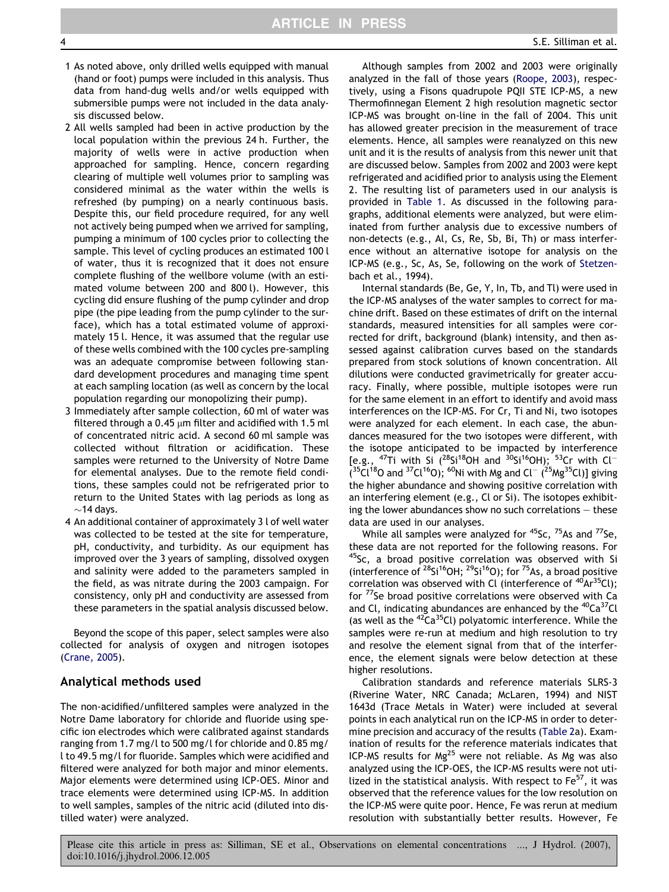1. As noted above, only drilled wells equipped with manual (hand or foot) pumps were included in this analysis. Thus data from hand-dug wells and/or wells equipped with submersible pumps were not included in the data analysis discussed below.
2. All wells sampled had been in active production by the local population within the previous 24 h. Further, the majority of wells were in active production when approached for sampling. Hence, concern regarding clearing of multiple well volumes prior to sampling was considered minimal as the water within the wells is refreshed (by pumping) on a nearly continuous basis. Despite this, our field procedure required, for any well not actively being pumped when we arrived for sampling, pumping a minimum of 100 cycles prior to collecting the sample. This level of cycling produces an estimated 100 l of water, thus it is recognized that it does not ensure complete flushing of the wellbore volume (with an estimated volume between 200 and 800 l). However, this cycling did ensure flushing of the pump cylinder and drop pipe (the pipe leading from the pump cylinder to the surface), which has a total estimated volume of approximately 15 l. Hence, it was assumed that the regular use of these wells combined with the 100 cycles pre-sampling was an adequate compromise between following standard development procedures and managing time spent at each sampling location (as well as concern by the local population regarding our monopolizing their pump).
3. Immediately after sample collection, 60 ml of water was filtered through a 0.45 μm filter and acidified with 1.5 ml of concentrated nitric acid. A second 60 ml sample was collected without filtration or acidification. These samples were returned to the University of Notre Dame for elemental analyses. Due to the remote field conditions, these samples could not be refrigerated prior to return to the United States with lag periods as long as ~14 days.
4. An additional container of approximately 3 l of well water was collected to be tested at the site for temperature, pH, conductivity, and turbidity. As our equipment has improved over the 3 years of sampling, dissolved oxygen and salinity were added to the parameters sampled in the field, as was nitrate during the 2003 campaign. For consistency, only pH and conductivity are assessed from these parameters in the spatial analysis discussed below.

Beyond the scope of this paper, select samples were also collected for analysis of oxygen and nitrogen isotopes (Crane, 2005).

## Analytical methods used

The non-acidified/unfiltered samples were analyzed in the Notre Dame laboratory for chloride and fluoride using specific ion electrodes which were calibrated against standards ranging from 1.7 mg/l to 500 mg/l for chloride and 0.85 mg/l to 49.5 mg/l for fluoride. Samples which were acidified and filtered were analyzed for both major and minor elements. Major elements were determined using ICP-OES. Minor and trace elements were determined using ICP-MS. In addition to well samples, samples of the nitric acid (diluted into distilled water) were analyzed.

Although samples from 2002 and 2003 were originally analyzed in the fall of those years (Roope, 2003), respectively, using a Fisons quadrupole PQII STE ICP-MS, a new Thermofinnegan Element 2 high resolution magnetic sector ICP-MS was brought on-line in the fall of 2004. This unit has allowed greater precision in the measurement of trace elements. Hence, all samples were reanalyzed on this new unit and it is the results of analysis from this newer unit that are discussed below. Samples from 2002 and 2003 were kept refrigerated and acidified prior to analysis using the Element 2. The resulting list of parameters used in our analysis is provided in Table 1. As discussed in the following paragraphs, additional elements were analyzed, but were eliminated from further analysis due to excessive numbers of non-detects (e.g., Al, Cs, Re, Sb, Bi, Th) or mass interference without an alternative isotope for analysis on the ICP-MS (e.g., Sc, As, Se, following on the work of Stetzenbach et al., 1994).

Internal standards (Be, Ge, Y, In, Tb, and Tl) were used in the ICP-MS analyses of the water samples to correct for machine drift. Based on these estimates of drift on the internal standards, measured intensities for all samples were corrected for drift, background (blank) intensity, and then assessed against calibration curves based on the standards prepared from stock solutions of known concentration. All dilutions were conducted gravimetrically for greater accuracy. Finally, where possible, multiple isotopes were run for the same element in an effort to identify and avoid mass interferences on the ICP-MS. For Cr, Ti and Ni, two isotopes were analyzed for each element. In each case, the abundances measured for the two isotopes were different, with the isotope anticipated to be impacted by interference [e.g., $^{47}Ti$ with Si ($^{28}Si^{18}OH$ and $^{30}Si^{16}OH$); $^{53}Cr$ with $Cl^-$ ($^{35}Cl^{18}O$ and $^{37}Cl^{16}O$); $^{60}Ni$ with Mg and $Cl^-$ ($^{25}Mg^{35}Cl$)] giving the higher abundance and showing positive correlation with an interfering element (e.g., Cl or Si). The isotopes exhibiting the lower abundances show no such correlations – these data are used in our analyses.

While all samples were analyzed for $^{45}Sc$, $^{75}As$ and $^{77}Se$, these data are not reported for the following reasons. For $^{45}Sc$, a broad positive correlation was observed with Si (interference of $^{28}Si^{16}OH$; $^{29}Si^{16}O$); for $^{75}As$, a broad positive correlation was observed with Cl (interference of $^{40}Ar^{35}Cl$); for $^{77}Se$ broad positive correlations were observed with Ca and Cl, indicating abundances are enhanced by the $^{40}Ca^{37}Cl$ (as well as the $^{42}Ca^{35}Cl$) polyatomic interference. While the samples were re-run at medium and high resolution to try and resolve the element signal from that of the interference, the element signals were below detection at these higher resolutions.

Calibration standards and reference materials SLRS-3 (Riverine Water, NRC Canada; McLaren, 1994) and NIST 1643d (Trace Metals in Water) were included at several points in each analytical run on the ICP-MS in order to determine precision and accuracy of the results (Table 2a). Examination of results for the reference materials indicates that ICP-MS results for $Mg^{25}$ were not reliable. As Mg was also analyzed using the ICP-OES, the ICP-MS results were not utilized in the statistical analysis. With respect to $Fe^{57}$, it was observed that the reference values for the low resolution on the ICP-MS were quite poor. Hence, Fe was rerun at medium resolution with substantially better results. However, Fe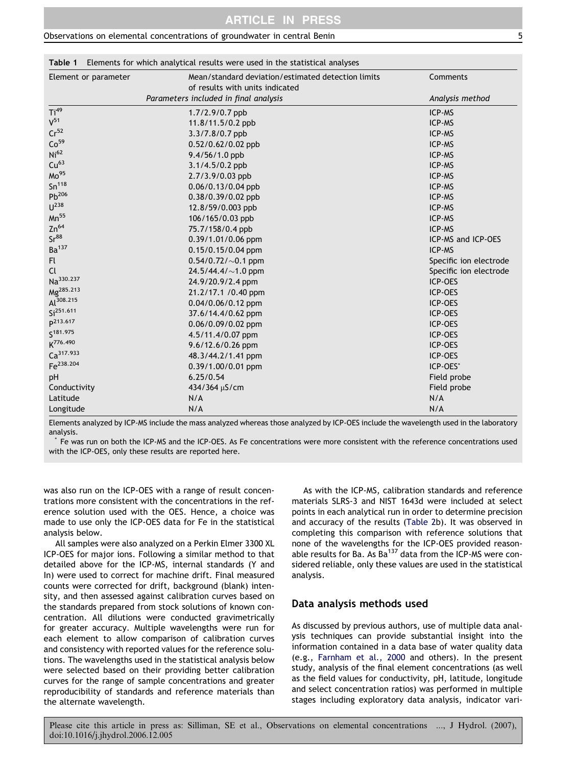**Table 1** Elements for which analytical results were used in the statistical analyses

| Element or parameter | Mean/standard deviation/estimated detection limits of results with units indicated | Comments |
|---|---|---|
| | *Parameters included in final analysis* | *Analysis method* |
| $Ti^{49}$ | 1.7/2.9/0.7 ppb | ICP-MS |
| $V^{51}$ | 11.8/11.5/0.2 ppb | ICP-MS |
| $Cr^{52}$ | 3.3/7.8/0.7 ppb | ICP-MS |
| $Co^{59}$ | 0.52/0.62/0.02 ppb | ICP-MS |
| $Ni^{62}$ | 9.4/56/1.0 ppb | ICP-MS |
| $Cu^{63}$ | 3.1/4.5/0.2 ppb | ICP-MS |
| $Mo^{95}$ | 2.7/3.9/0.03 ppb | ICP-MS |
| $Sn^{118}$ | 0.06/0.13/0.04 ppb | ICP-MS |
| $Pb^{206}$ | 0.38/0.39/0.02 ppb | ICP-MS |
| $U^{238}$ | 12.8/59/0.003 ppb | ICP-MS |
| $Mn^{55}$ | 106/165/0.03 ppb | ICP-MS |
| $Zn^{64}$ | 75.7/158/0.4 ppb | ICP-MS |
| $Sr^{88}$ | 0.39/1.01/0.06 ppm | ICP-MS and ICP-OES |
| $Ba^{137}$ | 0.15/0.15/0.04 ppm | ICP-MS |
| Fl | 0.54/0.72/~0.1 ppm | Specific ion electrode |
| Cl | 24.5/44.4/~1.0 ppm | Specific ion electrode |
| $Na^{330.237}$ | 24.9/20.9/2.4 ppm | ICP-OES |
| $Mg^{285.213}$ | 21.2/17.1 /0.40 ppm | ICP-OES |
| $Al^{308.215}$ | 0.04/0.06/0.12 ppm | ICP-OES |
| $Si^{251.611}$ | 37.6/14.4/0.62 ppm | ICP-OES |
| $P^{213.617}$ | 0.06/0.09/0.02 ppm | ICP-OES |
| $S^{181.975}$ | 4.5/11.4/0.07 ppm | ICP-OES |
| $K^{776.490}$ | 9.6/12.6/0.26 ppm | ICP-OES |
| $Ca^{317.933}$ | 48.3/44.2/1.41 ppm | ICP-OES |
| $Fe^{238.204}$ | 0.39/1.00/0.01 ppm | ICP-OES* |
| pH | 6.25/0.54 | Field probe |
| Conductivity | 434/364 μS/cm | Field probe |
| Latitude | N/A | N/A |
| Longitude | N/A | N/A |

Elements analyzed by ICP-MS include the mass analyzed whereas those analyzed by ICP-OES include the wavelength used in the laboratory analysis.
\* Fe was run on both the ICP-MS and the ICP-OES. As Fe concentrations were more consistent with the reference concentrations used with the ICP-OES, only these results are reported here.

was also run on the ICP-OES with a range of result concentrations more consistent with the concentrations in the reference solution used with the OES. Hence, a choice was made to use only the ICP-OES data for Fe in the statistical analysis below.

All samples were also analyzed on a Perkin Elmer 3300 XL ICP-OES for major ions. Following a similar method to that detailed above for the ICP-MS, internal standards (Y and In) were used to correct for machine drift. Final measured counts were corrected for drift, background (blank) intensity, and then assessed against calibration curves based on the standards prepared from stock solutions of known concentration. All dilutions were conducted gravimetrically for greater accuracy. Multiple wavelengths were run for each element to allow comparison of calibration curves and consistency with reported values for the reference solutions. The wavelengths used in the statistical analysis below were selected based on their providing better calibration curves for the range of sample concentrations and greater reproducibility of standards and reference materials than the alternate wavelength.

As with the ICP-MS, calibration standards and reference materials SLRS-3 and NIST 1643d were included at select points in each analytical run in order to determine precision and accuracy of the results (Table 2b). It was observed in completing this comparison with reference solutions that none of the wavelengths for the ICP-OES provided reasonable results for Ba. As $Ba^{137}$ data from the ICP-MS were considered reliable, only these values are used in the statistical analysis.

## Data analysis methods used

As discussed by previous authors, use of multiple data analysis techniques can provide substantial insight into the information contained in a data base of water quality data (e.g., Farnham et al., 2000 and others). In the present study, analysis of the final element concentrations (as well as the field values for conductivity, pH, latitude, longitude and select concentration ratios) was performed in multiple stages including exploratory data analysis, indicator vari-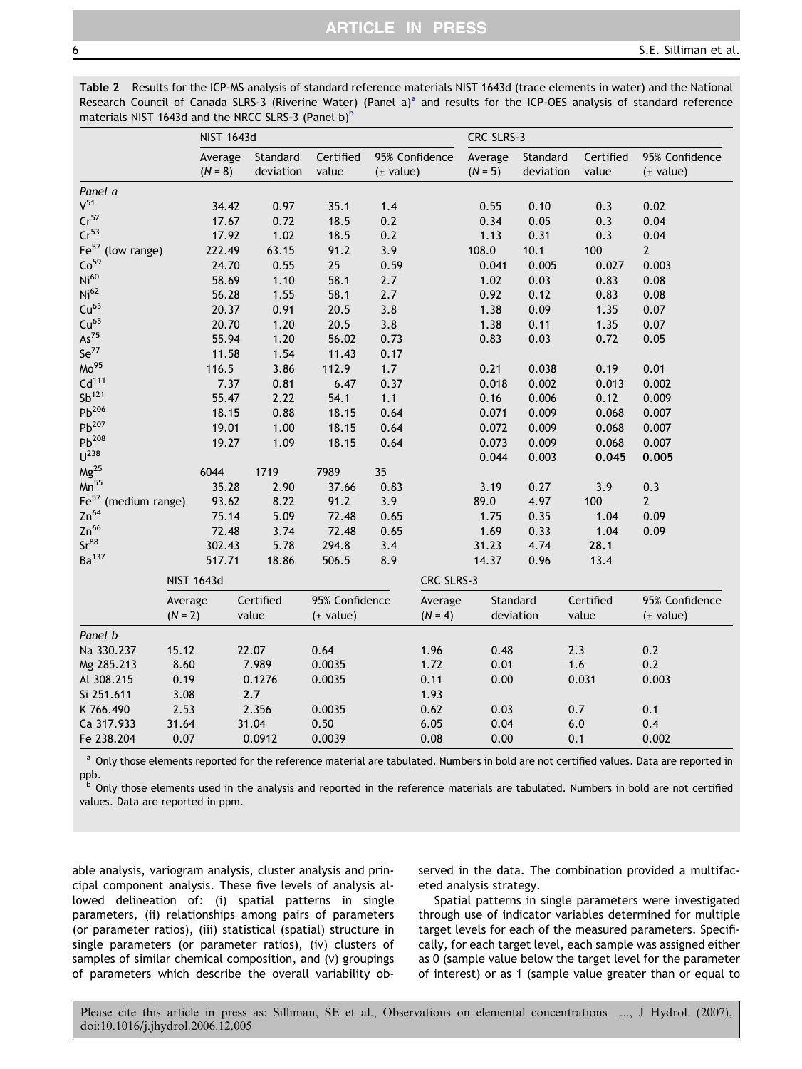**Table 2** Results for the ICP-MS analysis of standard reference materials NIST 1643d (trace elements in water) and the National Research Council of Canada SLRS-3 (Riverine Water) (Panel a)[a] and results for the ICP-OES analysis of standard reference materials NIST 1643d and the NRCC SLRS-3 (Panel b)[b]

| | NIST 1643d | | | | CRC SLRS-3 | | | |
|---|---|---|---|---|---|---|---|---|
| | Average ($N = 8$) | Standard deviation | Certified value | 95% Confidence (± value) | Average ($N = 5$) | Standard deviation | Certified value | 95% Confidence (± value) |
| *Panel a* | | | | | | | | |
| $V^{51}$ | 34.42 | 0.97 | 35.1 | 1.4 | 0.55 | 0.10 | 0.3 | 0.02 |
| $Cr^{52}$ | 17.67 | 0.72 | 18.5 | 0.2 | 0.34 | 0.05 | 0.3 | 0.04 |
| $Cr^{53}$ | 17.92 | 1.02 | 18.5 | 0.2 | 1.13 | 0.31 | 0.3 | 0.04 |
| $Fe^{57}$ (low range) | 222.49 | 63.15 | 91.2 | 3.9 | 108.0 | 10.1 | 100 | 2 |
| $Co^{59}$ | 24.70 | 0.55 | 25 | 0.59 | 0.041 | 0.005 | 0.027 | 0.003 |
| $Ni^{60}$ | 58.69 | 1.10 | 58.1 | 2.7 | 1.02 | 0.03 | 0.83 | 0.08 |
| $Ni^{62}$ | 56.28 | 1.55 | 58.1 | 2.7 | 0.92 | 0.12 | 0.83 | 0.08 |
| $Cu^{63}$ | 20.37 | 0.91 | 20.5 | 3.8 | 1.38 | 0.09 | 1.35 | 0.07 |
| $Cu^{65}$ | 20.70 | 1.20 | 20.5 | 3.8 | 1.38 | 0.11 | 1.35 | 0.07 |
| $As^{75}$ | 55.94 | 1.20 | 56.02 | 0.73 | 0.83 | 0.03 | 0.72 | 0.05 |
| $Se^{77}$ | 11.58 | 1.54 | 11.43 | 0.17 | | | | |
| $Mo^{95}$ | 116.5 | 3.86 | 112.9 | 1.7 | 0.21 | 0.038 | 0.19 | 0.01 |
| $Cd^{111}$ | 7.37 | 0.81 | 6.47 | 0.37 | 0.018 | 0.002 | 0.013 | 0.002 |
| $Sb^{121}$ | 55.47 | 2.22 | 54.1 | 1.1 | 0.16 | 0.006 | 0.12 | 0.009 |
| $Pb^{206}$ | 18.15 | 0.88 | 18.15 | 0.64 | 0.071 | 0.009 | 0.068 | 0.007 |
| $Pb^{207}$ | 19.01 | 1.00 | 18.15 | 0.64 | 0.072 | 0.009 | 0.068 | 0.007 |
| $Pb^{208}$ | 19.27 | 1.09 | 18.15 | 0.64 | 0.073 | 0.009 | 0.068 | 0.007 |
| $U^{238}$ | | | | | 0.044 | 0.003 | **0.045** | **0.005** |
| $Mg^{25}$ | 6044 | 1719 | 7989 | 35 | | | | |
| $Mn^{55}$ | 35.28 | 2.90 | 37.66 | 0.83 | 3.19 | 0.27 | 3.9 | 0.3 |
| $Fe^{57}$ (medium range) | 93.62 | 8.22 | 91.2 | 3.9 | 89.0 | 4.97 | 100 | 2 |
| $Zn^{64}$ | 75.14 | 5.09 | 72.48 | 0.65 | 1.75 | 0.35 | 1.04 | 0.09 |
| $Zn^{66}$ | 72.48 | 3.74 | 72.48 | 0.65 | 1.69 | 0.33 | 1.04 | 0.09 |
| $Sr^{88}$ | 302.43 | 5.78 | 294.8 | 3.4 | 31.23 | 4.74 | **28.1** | |
| $Ba^{137}$ | 517.71 | 18.86 | 506.5 | 8.9 | 14.37 | 0.96 | 13.4 | |

| | NIST 1643d | | | CRC SLRS-3 | | | |
|---|---|---|---|---|---|---|---|
| | Average ($N = 2$) | Certified value | 95% Confidence (± value) | Average ($N = 4$) | Standard deviation | Certified value | 95% Confidence (± value) |
| *Panel b* | | | | | | | |
| Na 330.237 | 15.12 | 22.07 | 0.64 | 1.96 | 0.48 | 2.3 | 0.2 |
| Mg 285.213 | 8.60 | 7.989 | 0.0035 | 1.72 | 0.01 | 1.6 | 0.2 |
| Al 308.215 | 0.19 | 0.1276 | 0.0035 | 0.11 | 0.00 | 0.031 | 0.003 |
| Si 251.611 | 3.08 | **2.7** | | 1.93 | | | |
| K 766.490 | 2.53 | 2.356 | 0.0035 | 0.62 | 0.03 | 0.7 | 0.1 |
| Ca 317.933 | 31.64 | 31.04 | 0.50 | 6.05 | 0.04 | 6.0 | 0.4 |
| Fe 238.204 | 0.07 | 0.0912 | 0.0039 | 0.08 | 0.00 | 0.1 | 0.002 |

[a] Only those elements reported for the reference material are tabulated. Numbers in bold are not certified values. Data are reported in ppb.

[b] Only those elements used in the analysis and reported in the reference materials are tabulated. Numbers in bold are not certified values. Data are reported in ppm.

able analysis, variogram analysis, cluster analysis and principal component analysis. These five levels of analysis allowed delineation of: (i) spatial patterns in single parameters, (ii) relationships among pairs of parameters (or parameter ratios), (iii) statistical (spatial) structure in single parameters (or parameter ratios), (iv) clusters of samples of similar chemical composition, and (v) groupings of parameters which describe the overall variability observed in the data. The combination provided a multifaceted analysis strategy.

Spatial patterns in single parameters were investigated through use of indicator variables determined for multiple target levels for each of the measured parameters. Specifically, for each target level, each sample was assigned either as 0 (sample value below the target level for the parameter of interest) or as 1 (sample value greater than or equal to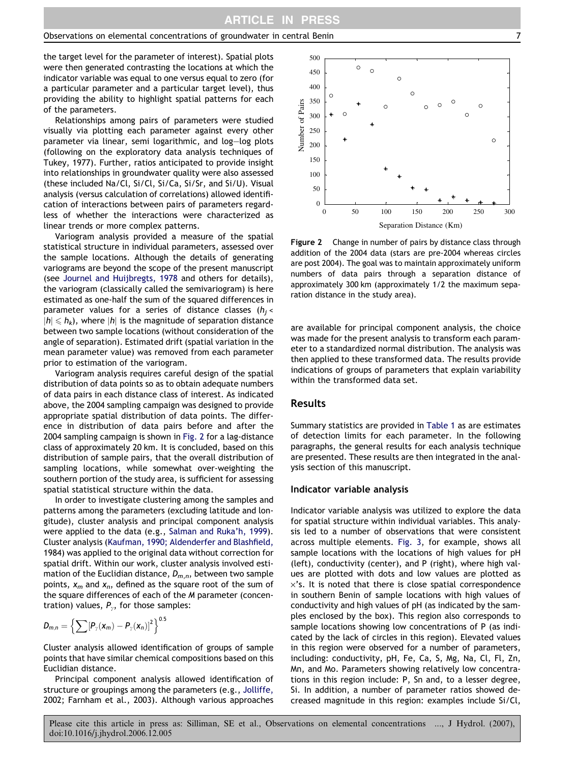the target level for the parameter of interest). Spatial plots were then generated contrasting the locations at which the indicator variable was equal to one versus equal to zero (for a particular parameter and a particular target level), thus providing the ability to highlight spatial patterns for each of the parameters.

Relationships among pairs of parameters were studied visually via plotting each parameter against every other parameter via linear, semi logarithmic, and log–log plots (following on the exploratory data analysis techniques of Tukey, 1977). Further, ratios anticipated to provide insight into relationships in groundwater quality were also assessed (these included Na/Cl, Si/Cl, Si/Ca, Si/Sr, and Si/U). Visual analysis (versus calculation of correlations) allowed identification of interactions between pairs of parameters regardless of whether the interactions were characterized as linear trends or more complex patterns.

Variogram analysis provided a measure of the spatial statistical structure in individual parameters, assessed over the sample locations. Although the details of generating variograms are beyond the scope of the present manuscript (see Journel and Huijbregts, 1978 and others for details), the variogram (classically called the semivariogram) is here estimated as one-half the sum of the squared differences in parameter values for a series of distance classes ($h_j < |h| \leqslant h_k$), where $|h|$ is the magnitude of separation distance between two sample locations (without consideration of the angle of separation). Estimated drift (spatial variation in the mean parameter value) was removed from each parameter prior to estimation of the variogram.

Variogram analysis requires careful design of the spatial distribution of data points so as to obtain adequate numbers of data pairs in each distance class of interest. As indicated above, the 2004 sampling campaign was designed to provide appropriate spatial distribution of data points. The difference in distribution of data pairs before and after the 2004 sampling campaign is shown in Fig. 2 for a lag-distance class of approximately 20 km. It is concluded, based on this distribution of sample pairs, that the overall distribution of sampling locations, while somewhat over-weighting the southern portion of the study area, is sufficient for assessing spatial statistical structure within the data.

In order to investigate clustering among the samples and patterns among the parameters (excluding latitude and longitude), cluster analysis and principal component analysis were applied to the data (e.g., Salman and Ruka'h, 1999). Cluster analysis (Kaufman, 1990; Aldenderfer and Blashfield, 1984) was applied to the original data without correction for spatial drift. Within our work, cluster analysis involved estimation of the Euclidian distance, $D_{m,n}$, between two sample points, $x_m$ and $x_n$, defined as the square root of the sum of the square differences of each of the $M$ parameter (concentration) values, $P_\gamma$, for those samples:

$$D_{m,n} = \left\{ \sum [P_\gamma(x_m) - P_\gamma(x_n)]^2 \right\}^{0.5}$$

Cluster analysis allowed identification of groups of sample points that have similar chemical compositions based on this Euclidian distance.

Principal component analysis allowed identification of structure or groupings among the parameters (e.g., Jolliffe, 2002; Farnham et al., 2003). Although various approaches are available for principal component analysis, the choice was made for the present analysis to transform each parameter to a standardized normal distribution. The analysis was then applied to these transformed data. The results provide indications of groups of parameters that explain variability within the transformed data set.

**Figure 2** Change in number of pairs by distance class through addition of the 2004 data (stars are pre-2004 whereas circles are post 2004). The goal was to maintain approximately uniform numbers of data pairs through a separation distance of approximately 300 km (approximately 1/2 the maximum separation distance in the study area).

## Results

Summary statistics are provided in Table 1 as are estimates of detection limits for each parameter. In the following paragraphs, the general results for each analysis technique are presented. These results are then integrated in the analysis section of this manuscript.

### Indicator variable analysis

Indicator variable analysis was utilized to explore the data for spatial structure within individual variables. This analysis led to a number of observations that were consistent across multiple elements. Fig. 3, for example, shows all sample locations with the locations of high values for pH (left), conductivity (center), and P (right), where high values are plotted as dots and low values are plotted as ×'s. It is noted that there is close spatial correspondence in southern Benin of sample locations with high values of conductivity and high values of pH (as indicated by the samples enclosed by the box). This region also corresponds to sample locations showing low concentrations of P (as indicated by the lack of circles in this region). Elevated values in this region were observed for a number of parameters, including: conductivity, pH, Fe, Ca, S, Mg, Na, Cl, Fl, Zn, Mn, and Mo. Parameters showing relatively low concentrations in this region include: P, Sn and, to a lesser degree, Si. In addition, a number of parameter ratios showed decreased magnitude in this region: examples include Si/Cl,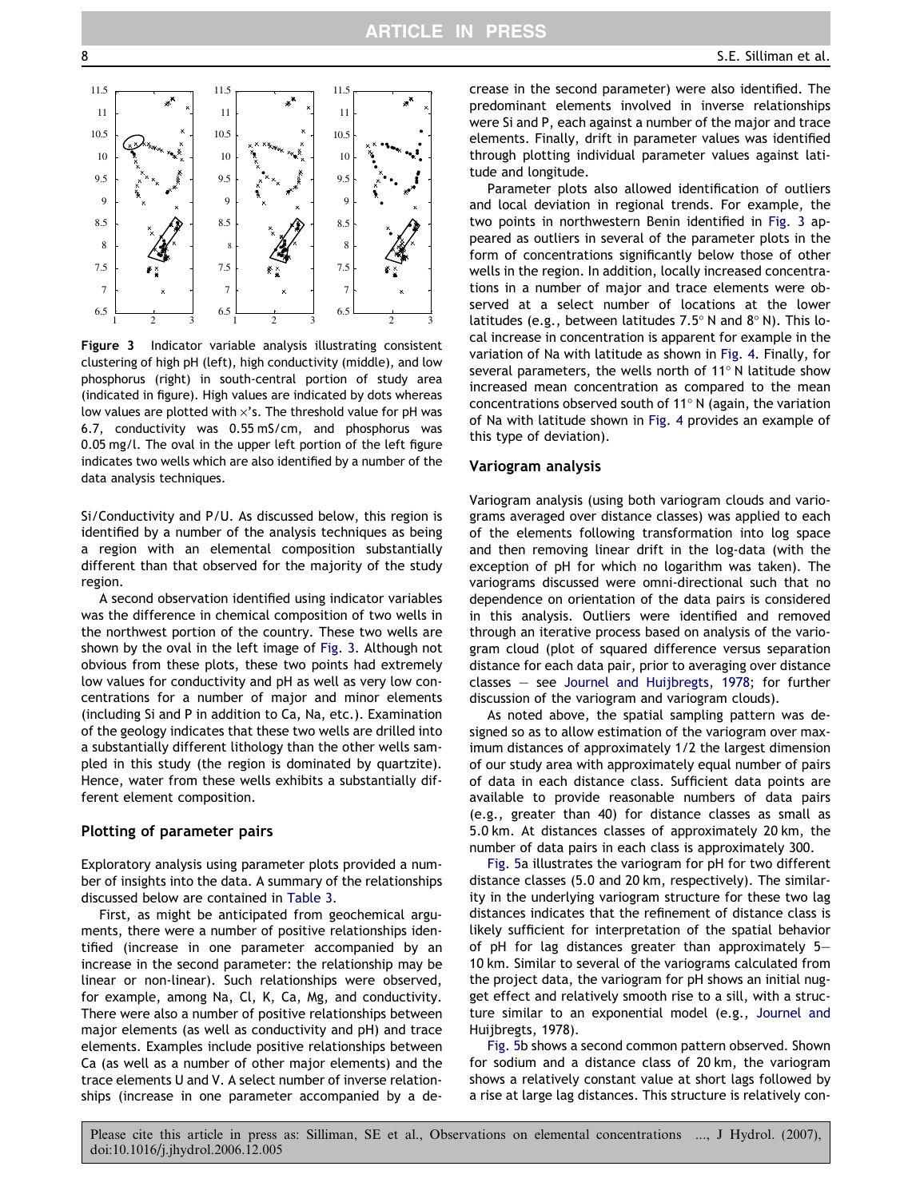**Figure 3** Indicator variable analysis illustrating consistent clustering of high pH (left), high conductivity (middle), and low phosphorus (right) in south-central portion of study area (indicated in figure). High values are indicated by dots whereas low values are plotted with ×'s. The threshold value for pH was 6.7, conductivity was 0.55 mS/cm, and phosphorus was 0.05 mg/l. The oval in the upper left portion of the left figure indicates two wells which are also identified by a number of the data analysis techniques.

Si/Conductivity and P/U. As discussed below, this region is identified by a number of the analysis techniques as being a region with an elemental composition substantially different than that observed for the majority of the study region.

A second observation identified using indicator variables was the difference in chemical composition of two wells in the northwest portion of the country. These two wells are shown by the oval in the left image of Fig. 3. Although not obvious from these plots, these two points had extremely low values for conductivity and pH as well as very low concentrations for a number of major and minor elements (including Si and P in addition to Ca, Na, etc.). Examination of the geology indicates that these two wells are drilled into a substantially different lithology than the other wells sampled in this study (the region is dominated by quartzite). Hence, water from these wells exhibits a substantially different element composition.

### Plotting of parameter pairs

Exploratory analysis using parameter plots provided a number of insights into the data. A summary of the relationships discussed below are contained in Table 3.

First, as might be anticipated from geochemical arguments, there were a number of positive relationships identified (increase in one parameter accompanied by an increase in the second parameter: the relationship may be linear or non-linear). Such relationships were observed, for example, among Na, Cl, K, Ca, Mg, and conductivity. There were also a number of positive relationships between major elements (as well as conductivity and pH) and the trace elements. Examples include positive relationships between Ca (as well as a number of other major elements) and the trace elements U and V. A select number of inverse relationships (increase in one parameter accompanied by a decrease in the second parameter) were also identified. The predominant elements involved in inverse relationships were Si and P, each against a number of the major and trace elements. Finally, drift in parameter values was identified through plotting individual parameter values against latitude and longitude.

Parameter plots also allowed identification of outliers and local deviation in regional trends. For example, the two points in northwestern Benin identified in Fig. 3 appeared as outliers in several of the parameter plots in the form of concentrations significantly below those of other wells in the region. In addition, locally increased concentrations in a number of major and trace elements were observed at a select number of locations at the lower latitudes (e.g., between latitudes 7.5° N and 8° N). This local increase in concentration is apparent for example in the variation of Na with latitude as shown in Fig. 4. Finally, for several parameters, the wells north of 11° N latitude show increased mean concentration as compared to the mean concentrations observed south of 11° N (again, the variation of Na with latitude shown in Fig. 4 provides an example of this type of deviation).

### Variogram analysis

Variogram analysis (using both variogram clouds and variograms averaged over distance classes) was applied to each of the elements following transformation into log space and then removing linear drift in the log-data (with the exception of pH for which no logarithm was taken). The variograms discussed were omni-directional such that no dependence on orientation of the data pairs is considered in this analysis. Outliers were identified and removed through an iterative process based on analysis of the variogram cloud (plot of squared difference versus separation distance for each data pair, prior to averaging over distance classes – see Journel and Huijbregts, 1978; for further discussion of the variogram and variogram clouds).

As noted above, the spatial sampling pattern was designed so as to allow estimation of the variogram over maximum distances of approximately 1/2 the largest dimension of our study area with approximately equal number of pairs of data in each distance class. Sufficient data points are available to provide reasonable numbers of data pairs (e.g., greater than 40) for distance classes as small as 5.0 km. At distances classes of approximately 20 km, the number of data pairs in each class is approximately 300.

Fig. 5a illustrates the variogram for pH for two different distance classes (5.0 and 20 km, respectively). The similarity in the underlying variogram structure for these two lag distances indicates that the refinement of distance class is likely sufficient for interpretation of the spatial behavior of pH for lag distances greater than approximately 5–10 km. Similar to several of the variograms calculated from the project data, the variogram for pH shows an initial nugget effect and relatively smooth rise to a sill, with a structure similar to an exponential model (e.g., Journel and Huijbregts, 1978).

Fig. 5b shows a second common pattern observed. Shown for sodium and a distance class of 20 km, the variogram shows a relatively constant value at short lags followed by a rise at large lag distances. This structure is relatively con-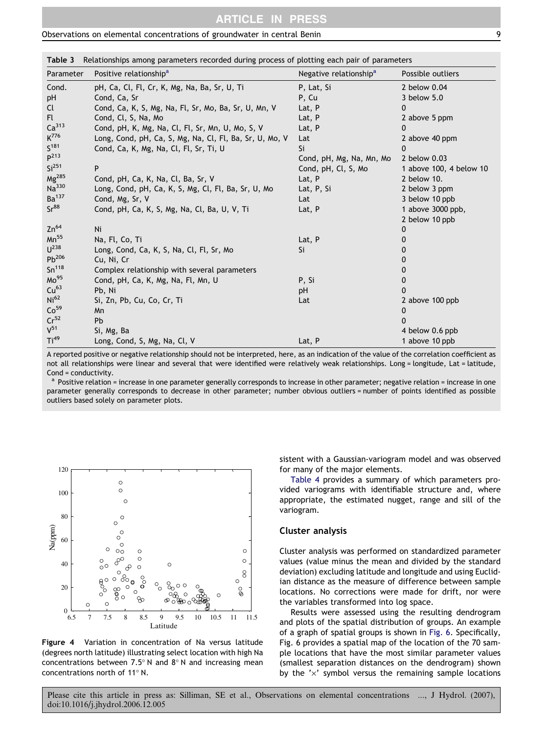**Table 3** Relationships among parameters recorded during process of plotting each pair of parameters

| Parameter | Positive relationship[a] | Negative relationship[a] | Possible outliers |
|---|---|---|---|
| Cond. | pH, Ca, Cl, Fl, Cr, K, Mg, Na, Ba, Sr, U, Ti | P, Lat, Si | 2 below 0.04 |
| pH | Cond, Ca, Sr | P, Cu | 3 below 5.0 |
| Cl | Cond, Ca, K, S, Mg, Na, Fl, Sr, Mo, Ba, Sr, U, Mn, V | Lat, P | 0 |
| Fl | Cond, Cl, S, Na, Mo | Lat, P | 2 above 5 ppm |
| $Ca^{313}$ | Cond, pH, K, Mg, Na, Cl, Fl, Sr, Mn, U, Mo, S, V | Lat, P | 0 |
| $K^{776}$ | Long, Cond, pH, Ca, S, Mg, Na, Cl, Fl, Ba, Sr, U, Mo, V | Lat | 2 above 40 ppm |
| $S^{181}$ | Cond, Ca, K, Mg, Na, Cl, Fl, Sr, Ti, U | Si | 0 |
| $P^{213}$ | | Cond, pH, Mg, Na, Mn, Mo | 2 below 0.03 |
| $Si^{251}$ | P | Cond, pH, Cl, S, Mo | 1 above 100, 4 below 10 |
| $Mg^{285}$ | Cond, pH, Ca, K, Na, Cl, Ba, Sr, V | Lat, P | 2 below 10. |
| $Na^{330}$ | Long, Cond, pH, Ca, K, S, Mg, Cl, Fl, Ba, Sr, U, Mo | Lat, P, Si | 2 below 3 ppm |
| $Ba^{137}$ | Cond, Mg, Sr, V | Lat | 3 below 10 ppb |
| $Sr^{88}$ | Cond, pH, Ca, K, S, Mg, Na, Cl, Ba, U, V, Ti | Lat, P | 1 above 3000 ppb, 2 below 10 ppb |
| $Zn^{64}$ | Ni | | 0 |
| $Mn^{55}$ | Na, Fl, Co, Ti | Lat, P | 0 |
| $U^{238}$ | Long, Cond, Ca, K, S, Na, Cl, Fl, Sr, Mo | Si | 0 |
| $Pb^{206}$ | Cu, Ni, Cr | | 0 |
| $Sn^{118}$ | Complex relationship with several parameters | | 0 |
| $Mo^{95}$ | Cond, pH, Ca, K, Mg, Na, Fl, Mn, U | P, Si | 0 |
| $Cu^{63}$ | Pb, Ni | pH | 0 |
| $Ni^{62}$ | Si, Zn, Pb, Cu, Co, Cr, Ti | Lat | 2 above 100 ppb |
| $Co^{59}$ | Mn | | 0 |
| $Cr^{52}$ | Pb | | 0 |
| $V^{51}$ | Si, Mg, Ba | | 4 below 0.6 ppb |
| $Ti^{49}$ | Long, Cond, S, Mg, Na, Cl, V | Lat, P | 1 above 10 ppb |

A reported positive or negative relationship should not be interpreted, here, as an indication of the value of the correlation coefficient as not all relationships were linear and several that were identified were relatively weak relationships. Long = longitude, Lat = latitude, Cond = conductivity.

[a] Positive relation = increase in one parameter generally corresponds to increase in other parameter; negative relation = increase in one parameter generally corresponds to decrease in other parameter; number obvious outliers = number of points identified as possible outliers based solely on parameter plots.

**Figure 4** Variation in concentration of Na versus latitude (degrees north latitude) illustrating select location with high Na concentrations between 7.5° N and 8° N and increasing mean concentrations north of 11° N.

sistent with a Gaussian-variogram model and was observed for many of the major elements.

Table 4 provides a summary of which parameters provided variograms with identifiable structure and, where appropriate, the estimated nugget, range and sill of the variogram.

## Cluster analysis

Cluster analysis was performed on standardized parameter values (value minus the mean and divided by the standard deviation) excluding latitude and longitude and using Euclidian distance as the measure of difference between sample locations. No corrections were made for drift, nor were the variables transformed into log space.

Results were assessed using the resulting dendrogram and plots of the spatial distribution of groups. An example of a graph of spatial groups is shown in Fig. 6. Specifically, Fig. 6 provides a spatial map of the location of the 70 sample locations that have the most similar parameter values (smallest separation distances on the dendrogram) shown by the '×' symbol versus the remaining sample locations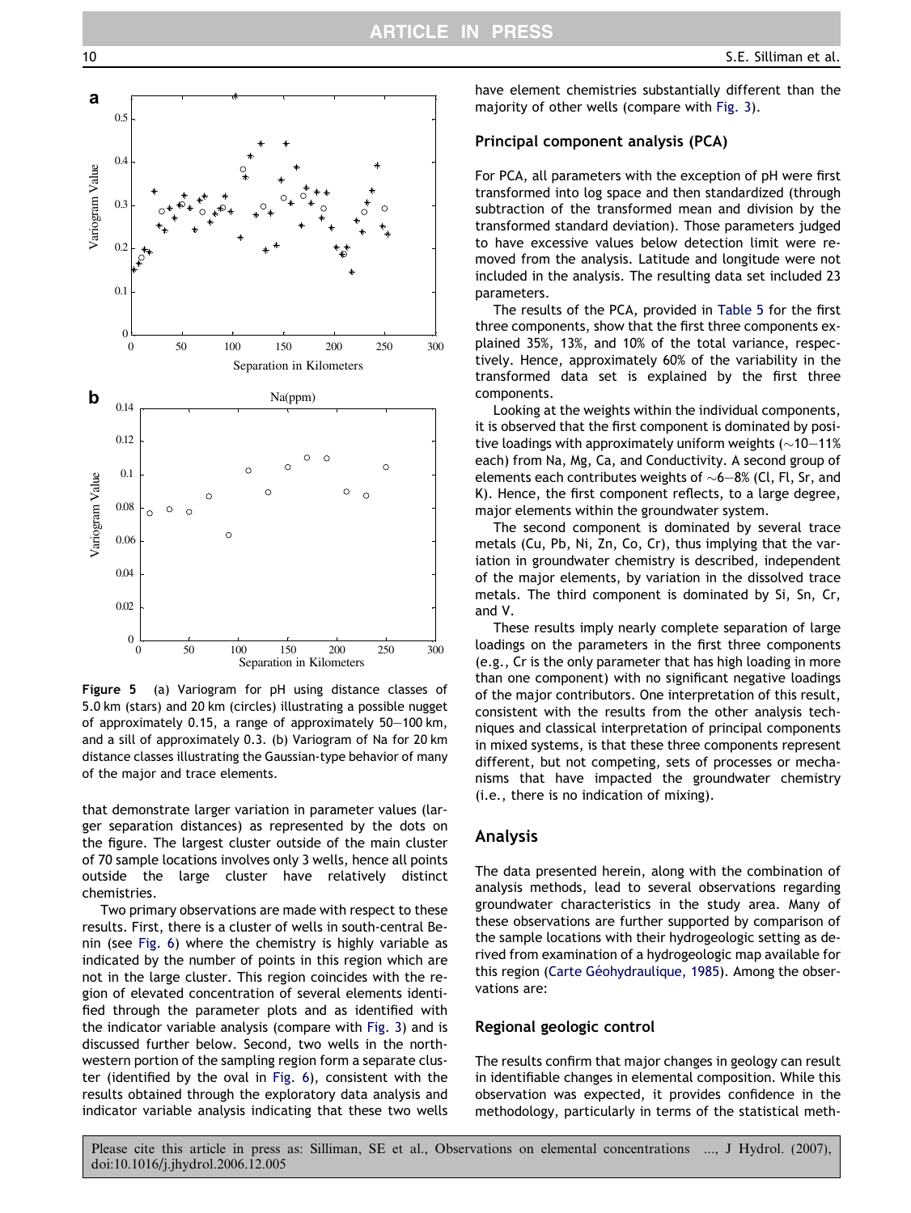**Figure 5** (a) Variogram for pH using distance classes of 5.0 km (stars) and 20 km (circles) illustrating a possible nugget of approximately 0.15, a range of approximately 50–100 km, and a sill of approximately 0.3. (b) Variogram of Na for 20 km distance classes illustrating the Gaussian-type behavior of many of the major and trace elements.

that demonstrate larger variation in parameter values (larger separation distances) as represented by the dots on the figure. The largest cluster outside of the main cluster of 70 sample locations involves only 3 wells, hence all points outside the large cluster have relatively distinct chemistries.

Two primary observations are made with respect to these results. First, there is a cluster of wells in south-central Benin (see Fig. 6) where the chemistry is highly variable as indicated by the number of points in this region which are not in the large cluster. This region coincides with the region of elevated concentration of several elements identified through the parameter plots and as identified with the indicator variable analysis (compare with Fig. 3) and is discussed further below. Second, two wells in the northwestern portion of the sampling region form a separate cluster (identified by the oval in Fig. 6), consistent with the results obtained through the exploratory data analysis and indicator variable analysis indicating that these two wells have element chemistries substantially different than the majority of other wells (compare with Fig. 3).

### Principal component analysis (PCA)

For PCA, all parameters with the exception of pH were first transformed into log space and then standardized (through subtraction of the transformed mean and division by the transformed standard deviation). Those parameters judged to have excessive values below detection limit were removed from the analysis. Latitude and longitude were not included in the analysis. The resulting data set included 23 parameters.

The results of the PCA, provided in Table 5 for the first three components, show that the first three components explained 35%, 13%, and 10% of the total variance, respectively. Hence, approximately 60% of the variability in the transformed data set is explained by the first three components.

Looking at the weights within the individual components, it is observed that the first component is dominated by positive loadings with approximately uniform weights (~10–11% each) from Na, Mg, Ca, and Conductivity. A second group of elements each contributes weights of ~6–8% (Cl, Fl, Sr, and K). Hence, the first component reflects, to a large degree, major elements within the groundwater system.

The second component is dominated by several trace metals (Cu, Pb, Ni, Zn, Co, Cr), thus implying that the variation in groundwater chemistry is described, independent of the major elements, by variation in the dissolved trace metals. The third component is dominated by Si, Sn, Cr, and V.

These results imply nearly complete separation of large loadings on the parameters in the first three components (e.g., Cr is the only parameter that has high loading in more than one component) with no significant negative loadings of the major contributors. One interpretation of this result, consistent with the results from the other analysis techniques and classical interpretation of principal components in mixed systems, is that these three components represent different, but not competing, sets of processes or mechanisms that have impacted the groundwater chemistry (i.e., there is no indication of mixing).

## Analysis

The data presented herein, along with the combination of analysis methods, lead to several observations regarding groundwater characteristics in the study area. Many of these observations are further supported by comparison of the sample locations with their hydrogeologic setting as derived from examination of a hydrogeologic map available for this region (Carte Géohydraulique, 1985). Among the observations are:

### Regional geologic control

The results confirm that major changes in geology can result in identifiable changes in elemental composition. While this observation was expected, it provides confidence in the methodology, particularly in terms of the statistical meth-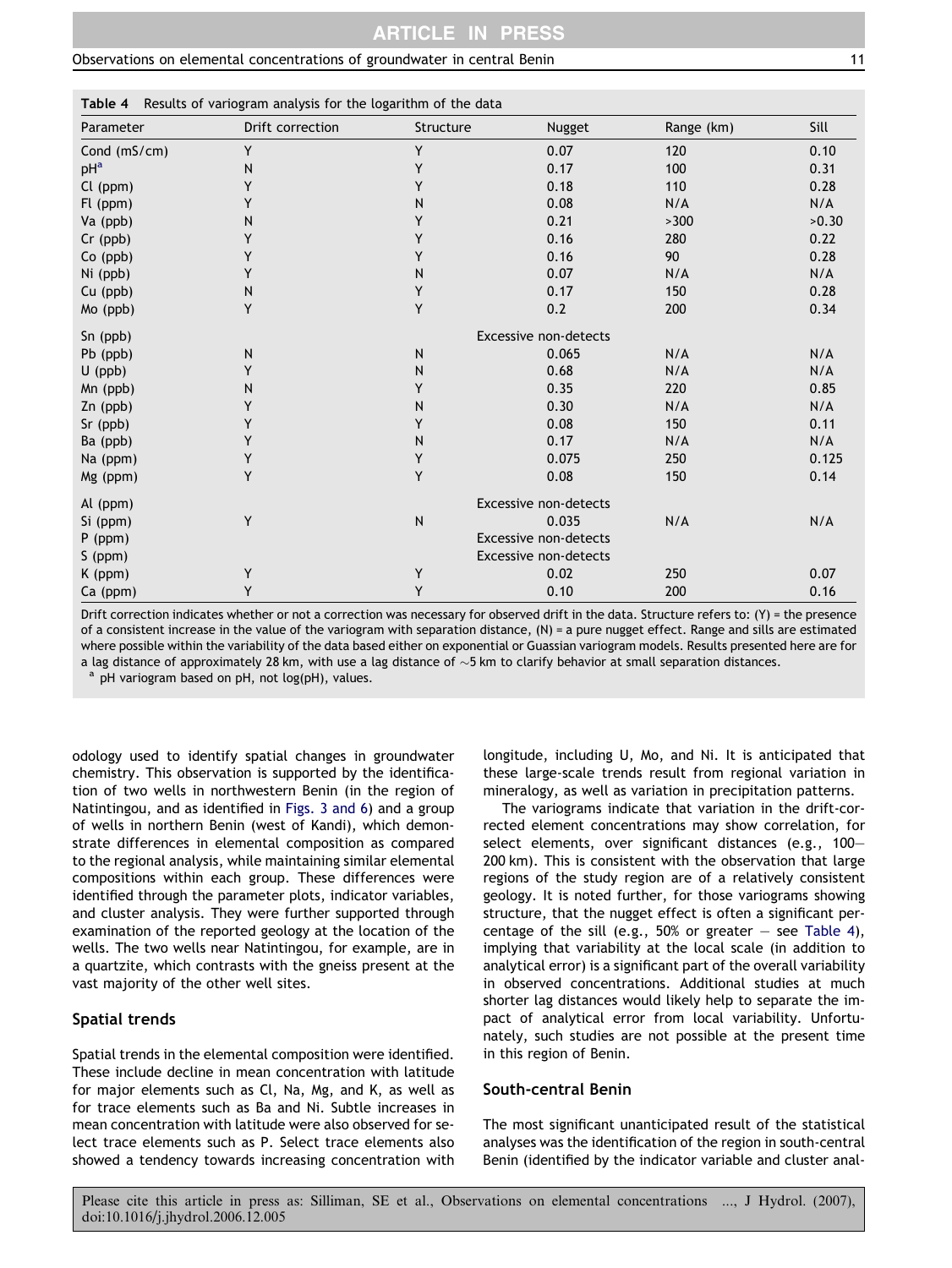**Table 4** Results of variogram analysis for the logarithm of the data

| Parameter | Drift correction | Structure | Nugget | Range (km) | Sill |
|---|---|---|---|---|---|
| Cond (mS/cm) | Y | Y | 0.07 | 120 | 0.10 |
| pH[a] | N | Y | 0.17 | 100 | 0.31 |
| Cl (ppm) | Y | Y | 0.18 | 110 | 0.28 |
| Fl (ppm) | Y | N | 0.08 | N/A | N/A |
| Va (ppb) | N | Y | 0.21 | >300 | >0.30 |
| Cr (ppb) | Y | Y | 0.16 | 280 | 0.22 |
| Co (ppb) | Y | Y | 0.16 | 90 | 0.28 |
| Ni (ppb) | Y | N | 0.07 | N/A | N/A |
| Cu (ppb) | N | Y | 0.17 | 150 | 0.28 |
| Mo (ppb) | Y | Y | 0.2 | 200 | 0.34 |
| Sn (ppb) | | | Excessive non-detects | | |
| Pb (ppb) | N | N | 0.065 | N/A | N/A |
| U (ppb) | Y | N | 0.68 | N/A | N/A |
| Mn (ppb) | N | Y | 0.35 | 220 | 0.85 |
| Zn (ppb) | Y | N | 0.30 | N/A | N/A |
| Sr (ppb) | Y | Y | 0.08 | 150 | 0.11 |
| Ba (ppb) | Y | N | 0.17 | N/A | N/A |
| Na (ppm) | Y | Y | 0.075 | 250 | 0.125 |
| Mg (ppm) | Y | Y | 0.08 | 150 | 0.14 |
| Al (ppm) | | | Excessive non-detects | | |
| Si (ppm) | Y | N | 0.035 | N/A | N/A |
| P (ppm) | | | Excessive non-detects | | |
| S (ppm) | | | Excessive non-detects | | |
| K (ppm) | Y | Y | 0.02 | 250 | 0.07 |
| Ca (ppm) | Y | Y | 0.10 | 200 | 0.16 |

Drift correction indicates whether or not a correction was necessary for observed drift in the data. Structure refers to: (Y) = the presence of a consistent increase in the value of the variogram with separation distance, (N) = a pure nugget effect. Range and sills are estimated where possible within the variability of the data based either on exponential or Guassian variogram models. Results presented here are for a lag distance of approximately 28 km, with use a lag distance of ~5 km to clarify behavior at small separation distances.

[a] pH variogram based on pH, not log(pH), values.

odology used to identify spatial changes in groundwater chemistry. This observation is supported by the identification of two wells in northwestern Benin (in the region of Natintingou, and as identified in Figs. 3 and 6) and a group of wells in northern Benin (west of Kandi), which demonstrate differences in elemental composition as compared to the regional analysis, while maintaining similar elemental compositions within each group. These differences were identified through the parameter plots, indicator variables, and cluster analysis. They were further supported through examination of the reported geology at the location of the wells. The two wells near Natintingou, for example, are in a quartzite, which contrasts with the gneiss present at the vast majority of the other well sites.

## Spatial trends

Spatial trends in the elemental composition were identified. These include decline in mean concentration with latitude for major elements such as Cl, Na, Mg, and K, as well as for trace elements such as Ba and Ni. Subtle increases in mean concentration with latitude were also observed for select trace elements such as P. Select trace elements also showed a tendency towards increasing concentration with longitude, including U, Mo, and Ni. It is anticipated that these large-scale trends result from regional variation in mineralogy, as well as variation in precipitation patterns.

The variograms indicate that variation in the drift-corrected element concentrations may show correlation, for select elements, over significant distances (e.g., 100–200 km). This is consistent with the observation that large regions of the study region are of a relatively consistent geology. It is noted further, for those variograms showing structure, that the nugget effect is often a significant percentage of the sill (e.g., 50% or greater – see Table 4), implying that variability at the local scale (in addition to analytical error) is a significant part of the overall variability in observed concentrations. Additional studies at much shorter lag distances would likely help to separate the impact of analytical error from local variability. Unfortunately, such studies are not possible at the present time in this region of Benin.

## South-central Benin

The most significant unanticipated result of the statistical analyses was the identification of the region in south-central Benin (identified by the indicator variable and cluster anal-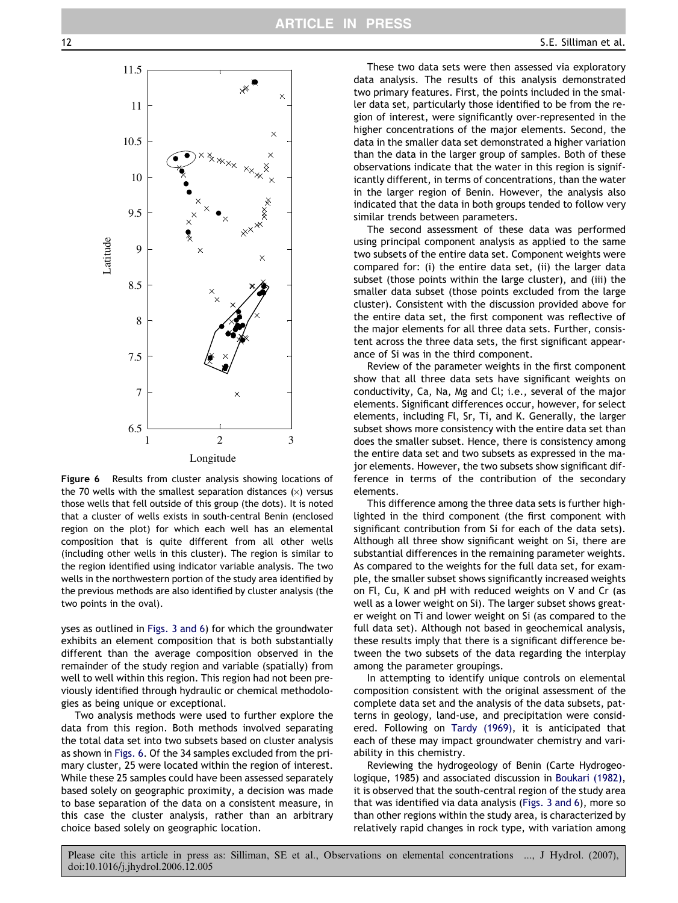**Figure 6** Results from cluster analysis showing locations of the 70 wells with the smallest separation distances (×) versus those wells that fell outside of this group (the dots). It is noted that a cluster of wells exists in south-central Benin (enclosed region on the plot) for which each well has an elemental composition that is quite different from all other wells (including other wells in this cluster). The region is similar to the region identified using indicator variable analysis. The two wells in the northwestern portion of the study area identified by the previous methods are also identified by cluster analysis (the two points in the oval).

yses as outlined in Figs. 3 and 6) for which the groundwater exhibits an element composition that is both substantially different than the average composition observed in the remainder of the study region and variable (spatially) from well to well within this region. This region had not been previously identified through hydraulic or chemical methodologies as being unique or exceptional.

Two analysis methods were used to further explore the data from this region. Both methods involved separating the total data set into two subsets based on cluster analysis as shown in Figs. 6. Of the 34 samples excluded from the primary cluster, 25 were located within the region of interest. While these 25 samples could have been assessed separately based solely on geographic proximity, a decision was made to base separation of the data on a consistent measure, in this case the cluster analysis, rather than an arbitrary choice based solely on geographic location.

These two data sets were then assessed via exploratory data analysis. The results of this analysis demonstrated two primary features. First, the points included in the smaller data set, particularly those identified to be from the region of interest, were significantly over-represented in the higher concentrations of the major elements. Second, the data in the smaller data set demonstrated a higher variation than the data in the larger group of samples. Both of these observations indicate that the water in this region is significantly different, in terms of concentrations, than the water in the larger region of Benin. However, the analysis also indicated that the data in both groups tended to follow very similar trends between parameters.

The second assessment of these data was performed using principal component analysis as applied to the same two subsets of the entire data set. Component weights were compared for: (i) the entire data set, (ii) the larger data subset (those points within the large cluster), and (iii) the smaller data subset (those points excluded from the large cluster). Consistent with the discussion provided above for the entire data set, the first component was reflective of the major elements for all three data sets. Further, consistent across the three data sets, the first significant appearance of Si was in the third component.

Review of the parameter weights in the first component show that all three data sets have significant weights on conductivity, Ca, Na, Mg and Cl; i.e., several of the major elements. Significant differences occur, however, for select elements, including Fl, Sr, Ti, and K. Generally, the larger subset shows more consistency with the entire data set than does the smaller subset. Hence, there is consistency among the entire data set and two subsets as expressed in the major elements. However, the two subsets show significant difference in terms of the contribution of the secondary elements.

This difference among the three data sets is further highlighted in the third component (the first component with significant contribution from Si for each of the data sets). Although all three show significant weight on Si, there are substantial differences in the remaining parameter weights. As compared to the weights for the full data set, for example, the smaller subset shows significantly increased weights on Fl, Cu, K and pH with reduced weights on V and Cr (as well as a lower weight on Si). The larger subset shows greater weight on Ti and lower weight on Si (as compared to the full data set). Although not based in geochemical analysis, these results imply that there is a significant difference between the two subsets of the data regarding the interplay among the parameter groupings.

In attempting to identify unique controls on elemental composition consistent with the original assessment of the complete data set and the analysis of the data subsets, patterns in geology, land-use, and precipitation were considered. Following on Tardy (1969), it is anticipated that each of these may impact groundwater chemistry and variability in this chemistry.

Reviewing the hydrogeology of Benin (Carte Hydrogeologique, 1985) and associated discussion in Boukari (1982), it is observed that the south-central region of the study area that was identified via data analysis (Figs. 3 and 6), more so than other regions within the study area, is characterized by relatively rapid changes in rock type, with variation among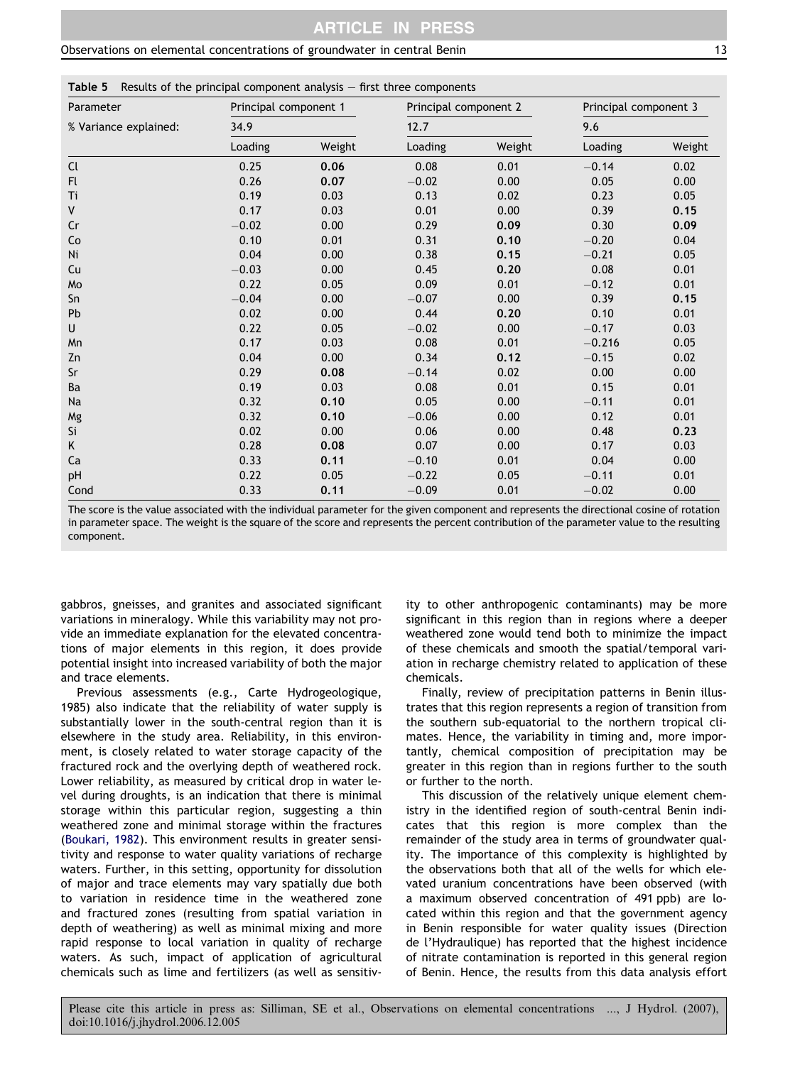**Table 5** Results of the principal component analysis – first three components

| Parameter | Principal component 1 | | Principal component 2 | | Principal component 3 | |
|---|---|---|---|---|---|---|
| % Variance explained: | 34.9 | | 12.7 | | 9.6 | |
| | Loading | Weight | Loading | Weight | Loading | Weight |
| Cl | 0.25 | **0.06** | 0.08 | 0.01 | −0.14 | 0.02 |
| Fl | 0.26 | **0.07** | −0.02 | 0.00 | 0.05 | 0.00 |
| Ti | 0.19 | 0.03 | 0.13 | 0.02 | 0.23 | 0.05 |
| V | 0.17 | 0.03 | 0.01 | 0.00 | 0.39 | **0.15** |
| Cr | −0.02 | 0.00 | 0.29 | **0.09** | 0.30 | **0.09** |
| Co | 0.10 | 0.01 | 0.31 | **0.10** | −0.20 | 0.04 |
| Ni | 0.04 | 0.00 | 0.38 | **0.15** | −0.21 | 0.05 |
| Cu | −0.03 | 0.00 | 0.45 | **0.20** | 0.08 | 0.01 |
| Mo | 0.22 | 0.05 | 0.09 | 0.01 | −0.12 | 0.01 |
| Sn | −0.04 | 0.00 | −0.07 | 0.00 | 0.39 | **0.15** |
| Pb | 0.02 | 0.00 | 0.44 | **0.20** | 0.10 | 0.01 |
| U | 0.22 | 0.05 | −0.02 | 0.00 | −0.17 | 0.03 |
| Mn | 0.17 | 0.03 | 0.08 | 0.01 | −0.216 | 0.05 |
| Zn | 0.04 | 0.00 | 0.34 | **0.12** | −0.15 | 0.02 |
| Sr | 0.29 | **0.08** | −0.14 | 0.02 | 0.00 | 0.00 |
| Ba | 0.19 | 0.03 | 0.08 | 0.01 | 0.15 | 0.01 |
| Na | 0.32 | **0.10** | 0.05 | 0.00 | −0.11 | 0.01 |
| Mg | 0.32 | **0.10** | −0.06 | 0.00 | 0.12 | 0.01 |
| Si | 0.02 | 0.00 | 0.06 | 0.00 | 0.48 | **0.23** |
| K | 0.28 | **0.08** | 0.07 | 0.00 | 0.17 | 0.03 |
| Ca | 0.33 | **0.11** | −0.10 | 0.01 | 0.04 | 0.00 |
| pH | 0.22 | 0.05 | −0.22 | 0.05 | −0.11 | 0.01 |
| Cond | 0.33 | **0.11** | −0.09 | 0.01 | −0.02 | 0.00 |

The score is the value associated with the individual parameter for the given component and represents the directional cosine of rotation in parameter space. The weight is the square of the score and represents the percent contribution of the parameter value to the resulting component.

gabbros, gneisses, and granites and associated significant variations in mineralogy. While this variability may not provide an immediate explanation for the elevated concentrations of major elements in this region, it does provide potential insight into increased variability of both the major and trace elements.

Previous assessments (e.g., Carte Hydrogeologique, 1985) also indicate that the reliability of water supply is substantially lower in the south-central region than it is elsewhere in the study area. Reliability, in this environment, is closely related to water storage capacity of the fractured rock and the overlying depth of weathered rock. Lower reliability, as measured by critical drop in water level during droughts, is an indication that there is minimal storage within this particular region, suggesting a thin weathered zone and minimal storage within the fractures (Boukari, 1982). This environment results in greater sensitivity and response to water quality variations of recharge waters. Further, in this setting, opportunity for dissolution of major and trace elements may vary spatially due both to variation in residence time in the weathered zone and fractured zones (resulting from spatial variation in depth of weathering) as well as minimal mixing and more rapid response to local variation in quality of recharge waters. As such, impact of application of agricultural chemicals such as lime and fertilizers (as well as sensitivity to other anthropogenic contaminants) may be more significant in this region than in regions where a deeper weathered zone would tend both to minimize the impact of these chemicals and smooth the spatial/temporal variation in recharge chemistry related to application of these chemicals.

Finally, review of precipitation patterns in Benin illustrates that this region represents a region of transition from the southern sub-equatorial to the northern tropical climates. Hence, the variability in timing and, more importantly, chemical composition of precipitation may be greater in this region than in regions further to the south or further to the north.

This discussion of the relatively unique element chemistry in the identified region of south-central Benin indicates that this region is more complex than the remainder of the study area in terms of groundwater quality. The importance of this complexity is highlighted by the observations both that all of the wells for which elevated uranium concentrations have been observed (with a maximum observed concentration of 491 ppb) are located within this region and that the government agency in Benin responsible for water quality issues (Direction de l'Hydraulique) has reported that the highest incidence of nitrate contamination is reported in this general region of Benin. Hence, the results from this data analysis effort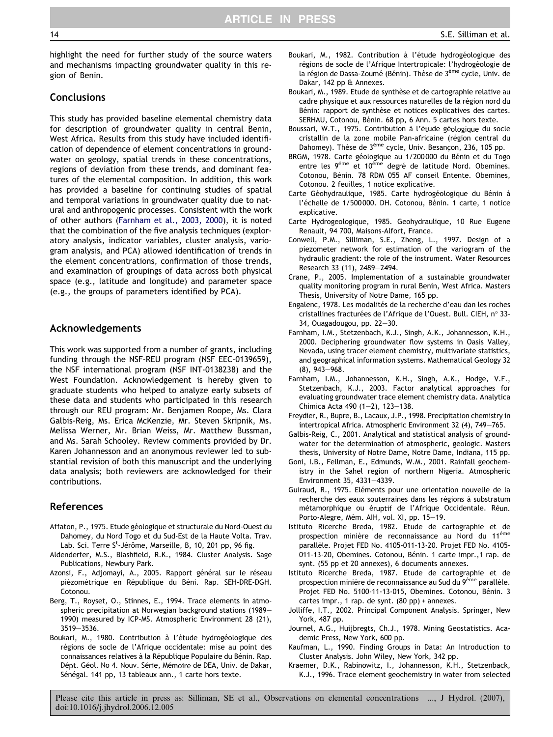highlight the need for further study of the source waters and mechanisms impacting groundwater quality in this region of Benin.

## Conclusions

This study has provided baseline elemental chemistry data for description of groundwater quality in central Benin, West Africa. Results from this study have included identification of dependence of element concentrations in groundwater on geology, spatial trends in these concentrations, regions of deviation from these trends, and dominant features of the elemental composition. In addition, this work has provided a baseline for continuing studies of spatial and temporal variations in groundwater quality due to natural and anthropogenic processes. Consistent with the work of other authors (Farnham et al., 2003, 2000), it is noted that the combination of the five analysis techniques (exploratory analysis, indicator variables, cluster analysis, variogram analysis, and PCA) allowed identification of trends in the element concentrations, confirmation of those trends, and examination of groupings of data across both physical space (e.g., latitude and longitude) and parameter space (e.g., the groups of parameters identified by PCA).

## Acknowledgements

This work was supported from a number of grants, including funding through the NSF-REU program (NSF EEC-0139659), the NSF international program (NSF INT-0138238) and the West Foundation. Acknowledgement is hereby given to graduate students who helped to analyze early subsets of these data and students who participated in this research through our REU program: Mr. Benjamen Roope, Ms. Clara Galbis-Reig, Ms. Erica McKenzie, Mr. Steven Skripnik, Ms. Melissa Werner, Mr. Brian Weiss, Mr. Matthew Bussman, and Ms. Sarah Schooley. Review comments provided by Dr. Karen Johannesson and an anonymous reviewer led to substantial revision of both this manuscript and the underlying data analysis; both reviewers are acknowledged for their contributions.

## References

Affaton, P., 1975. Etude géologique et structurale du Nord-Ouest du Dahomey, du Nord Togo et du Sud-Est de la Haute Volta. Trav. Lab. Sci. Terre S[t]-Jérôme, Marseille, B, 10, 201 pp, 96 fig.

Aldenderfer, M.S., Blashfield, R.K., 1984. Cluster Analysis. Sage Publications, Newbury Park.

Azonsi, F., Adjomayi, A., 2005. Rapport général sur le réseau piézométrique en République du Béni. Rap. SEH-DRE-DGH. Cotonou.

Berg, T., Royset, O., Stinnes, E., 1994. Trace elements in atmospheric precipitation at Norwegian background stations (1989–1990) measured by ICP-MS. Atmospheric Environment 28 (21), 3519–3536.

Boukari, M., 1980. Contribution à l'étude hydrogéologique des régions de socle de l'Afrique occidentale: mise au point des connaissances relatives à la République Populaire du Bénin. Rap. Dépt. Géol. No 4. Nouv. Série, Mémoire de DEA, Univ. de Dakar, Sénégal. 141 pp, 13 tableaux ann., 1 carte hors texte.

Boukari, M., 1982. Contribution à l'étude hydrogéologique des régions de socle de l'Afrique Intertropicale: l'hydrogéologie de la région de Dassa-Zoumé (Bénin). Thèse de 3[éme] cycle, Univ. de Dakar, 142 pp & Annexes.

Boukari, M., 1989. Etude de synthèse et de cartographie relative au cadre physique et aux ressources naturelles de la région nord du Bénin: rapport de synthèse et notices explicatives des cartes. SERHAU, Cotonou, Bénin. 68 pp, 6 Ann. 5 cartes hors texte.

Boussari, W.T., 1975. Contribution à l'étude géologique du socle cristallin de la zone mobile Pan-africaine (région central du Dahomey). Thèse de 3[éme] cycle, Univ. Besançon, 236, 105 pp.

BRGM, 1978. Carte géologique au 1/200000 du Bénin et du Togo entre les 9[éme] et 10[éme] degré de latitude Nord. Obemines. Cotonou, Bénin. 78 RDM 055 AF conseil Entente. Obemines, Cotonou. 2 feuilles, 1 notice explicative.

Carte Géohydraulique, 1985. Carte hydrogéologique du Bénin à l'échelle de 1/500000. DH. Cotonou, Bénin. 1 carte, 1 notice explicative.

Carte Hydrogeologique, 1985. Geohydraulique, 10 Rue Eugene Renault, 94 700, Maisons-Alfort, France.

Conwell, P.M., Silliman, S.E., Zheng, L., 1997. Design of a piezometer network for estimation of the variogram of the hydraulic gradient: the role of the instrument. Water Resources Research 33 (11), 2489–2494.

Crane, P., 2005. Implementation of a sustainable groundwater quality monitoring program in rural Benin, West Africa. Masters Thesis, University of Notre Dame, 165 pp.

Engalenc, 1978. Les modalités de la recherche d'eau dan les roches cristallines fracturées de l'Afrique de l'Ouest. Bull. CIEH, n° 33-34, Ouagadougou, pp. 22–30.

Farnham, I.M., Stetzenbach, K.J., Singh, A.K., Johannesson, K.H., 2000. Deciphering groundwater flow systems in Oasis Valley, Nevada, using tracer element chemistry, multivariate statistics, and geographical information systems. Mathematical Geology 32 (8), 943–968.

Farnham, I.M., Johannesson, K.H., Singh, A.K., Hodge, V.F., Stetzenbach, K.J., 2003. Factor analytical approaches for evaluating groundwater trace element chemistry data. Analytica Chimica Acta 490 (1–2), 123–138.

Freydier, R., Bupre, B., Lacaux, J.P., 1998. Precipitation chemistry in intertropical Africa. Atmospheric Environment 32 (4), 749–765.

Galbis-Reig, C., 2001. Analytical and statistical analysis of groundwater for the determination of atmospheric, geologic. Masters thesis, University of Notre Dame, Notre Dame, Indiana, 115 pp.

Goni, I.B., Fellman, E., Edmunds, W.M., 2001. Rainfall geochemistry in the Sahel region of northern Nigeria. Atmospheric Environment 35, 4331–4339.

Guiraud, R., 1975. Eléments pour une orientation nouvelle de la recherche des eaux souterraines dans les régions à substratum métamorphique ou éruptif de l'Afrique Occidentale. Réun. Porto-Alegre, Mém. AIH, vol. XI, pp. 15–19.

Istituto Ricerche Breda, 1982. Etude de cartographie et de prospection minière de reconnaissance au Nord du 11[éme] parallèle. Projet FED No. 4105-011-13-20. Projet FED No. 4105-011-13-20, Obemines. Cotonou, Bénin. 1 carte impr.,1 rap. de synt. (55 pp et 20 annexes), 6 documents annexes.

Istituto Ricerche Breda, 1987. Etude de cartographie et de prospection minière de reconnaissance au Sud du 9[éme] parallèle. Projet FED No. 5100-11-13-015, Obemines. Cotonou, Bénin. 3 cartes impr., 1 rap. de synt. (80 pp) + annexes.

Jolliffe, I.T., 2002. Principal Component Analysis. Springer, New York, 487 pp.

Journel, A.G., Huijbregts, Ch.J., 1978. Mining Geostatistics. Academic Press, New York, 600 pp.

Kaufman, L., 1990. Finding Groups in Data: An Introduction to Cluster Analysis. John Wiley, New York, 342 pp.

Kraemer, D.K., Rabinowitz, I., Johannesson, K.H., Stetzenback, K.J., 1996. Trace element geochemistry in water from selected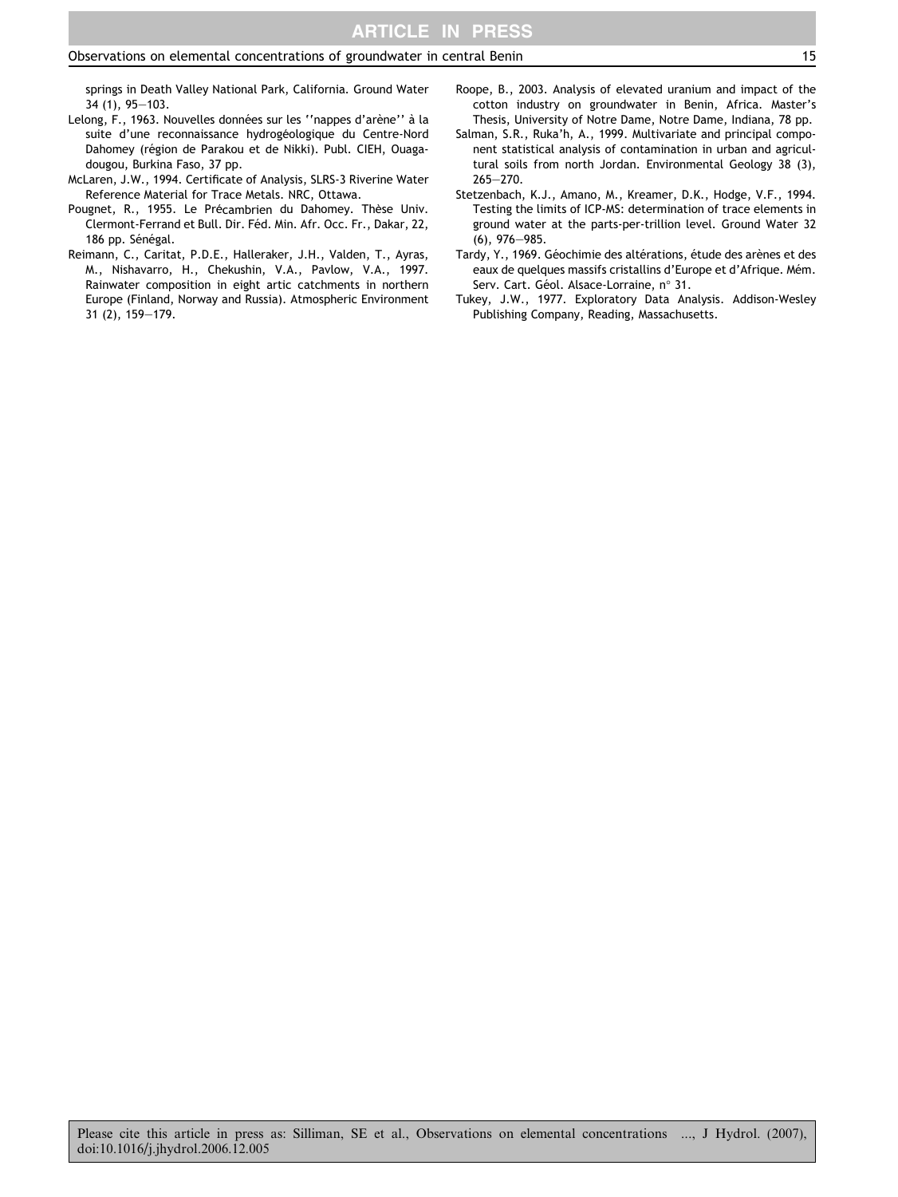springs in Death Valley National Park, California. Ground Water 34 (1), 95–103.

Lelong, F., 1963. Nouvelles données sur les ''nappes d'arène'' à la suite d'une reconnaissance hydrogéologique du Centre-Nord Dahomey (région de Parakou et de Nikki). Publ. CIEH, Ouagadougou, Burkina Faso, 37 pp.

McLaren, J.W., 1994. Certificate of Analysis, SLRS-3 Riverine Water Reference Material for Trace Metals. NRC, Ottawa.

Pougnet, R., 1955. Le Précambrien du Dahomey. Thèse Univ. Clermont-Ferrand et Bull. Dir. Féd. Min. Afr. Occ. Fr., Dakar, 22, 186 pp. Sénégal.

Reimann, C., Caritat, P.D.E., Halleraker, J.H., Valden, T., Ayras, M., Nishavarro, H., Chekushin, V.A., Pavlow, V.A., 1997. Rainwater composition in eight artic catchments in northern Europe (Finland, Norway and Russia). Atmospheric Environment 31 (2), 159–179.

Roope, B., 2003. Analysis of elevated uranium and impact of the cotton industry on groundwater in Benin, Africa. Master's Thesis, University of Notre Dame, Notre Dame, Indiana, 78 pp.

Salman, S.R., Ruka'h, A., 1999. Multivariate and principal component statistical analysis of contamination in urban and agricultural soils from north Jordan. Environmental Geology 38 (3), 265–270.

Stetzenbach, K.J., Amano, M., Kreamer, D.K., Hodge, V.F., 1994. Testing the limits of ICP-MS: determination of trace elements in ground water at the parts-per-trillion level. Ground Water 32 (6), 976–985.

Tardy, Y., 1969. Géochimie des altérations, étude des arènes et des eaux de quelques massifs cristallins d'Europe et d'Afrique. Mém. Serv. Cart. Géol. Alsace-Lorraine, n° 31.

Tukey, J.W., 1977. Exploratory Data Analysis. Addison-Wesley Publishing Company, Reading, Massachusetts.